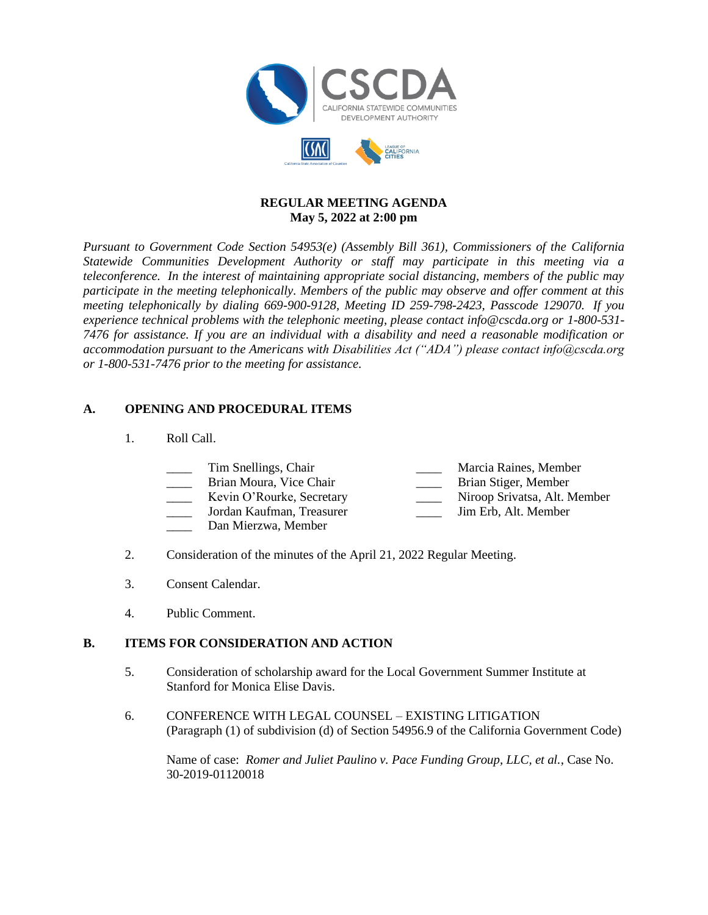# REGULAR MEETING AGENDA
**May 5, 2022 at 2:00 pm**

*Pursuant to Government Code Section 54953(e) (Assembly Bill 361), Commissioners of the California Statewide Communities Development Authority or staff may participate in this meeting via a teleconference. In the interest of maintaining appropriate social distancing, members of the public may participate in the meeting telephonically. Members of the public may observe and offer comment at this meeting telephonically by dialing 669-900-9128, Meeting ID 259-798-2423, Passcode 129070. If you experience technical problems with the telephonic meeting, please contact info@cscda.org or 1-800-531-7476 for assistance. If you are an individual with a disability and need a reasonable modification or accommodation pursuant to the Americans with Disabilities Act ("ADA") please contact info@cscda.org or 1-800-531-7476 prior to the meeting for assistance.*

## A. OPENING AND PROCEDURAL ITEMS

1. Roll Call.

   ____ Tim Snellings, Chair
   ____ Brian Moura, Vice Chair
   ____ Kevin O'Rourke, Secretary
   ____ Jordan Kaufman, Treasurer
   ____ Dan Mierzwa, Member
   ____ Marcia Raines, Member
   ____ Brian Stiger, Member
   ____ Niroop Srivatsa, Alt. Member
   ____ Jim Erb, Alt. Member

2. Consideration of the minutes of the April 21, 2022 Regular Meeting.

3. Consent Calendar.

4. Public Comment.

## B. ITEMS FOR CONSIDERATION AND ACTION

5. Consideration of scholarship award for the Local Government Summer Institute at Stanford for Monica Elise Davis.

6. CONFERENCE WITH LEGAL COUNSEL – EXISTING LITIGATION
   (Paragraph (1) of subdivision (d) of Section 54956.9 of the California Government Code)

   Name of case: *Romer and Juliet Paulino v. Pace Funding Group, LLC, et al.*, Case No. 30-2019-01120018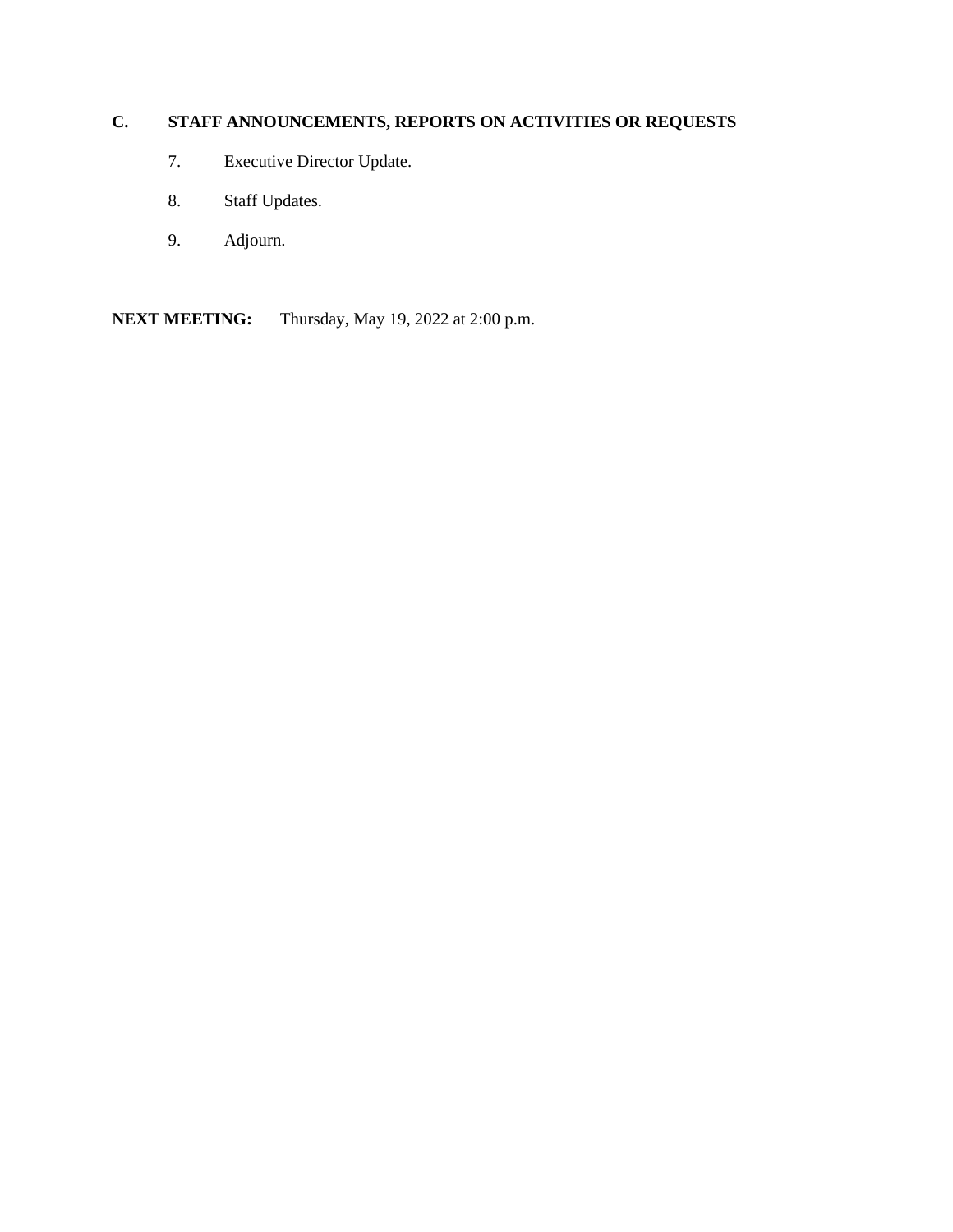## C. STAFF ANNOUNCEMENTS, REPORTS ON ACTIVITIES OR REQUESTS

7. Executive Director Update.

8. Staff Updates.

9. Adjourn.

**NEXT MEETING:** Thursday, May 19, 2022 at 2:00 p.m.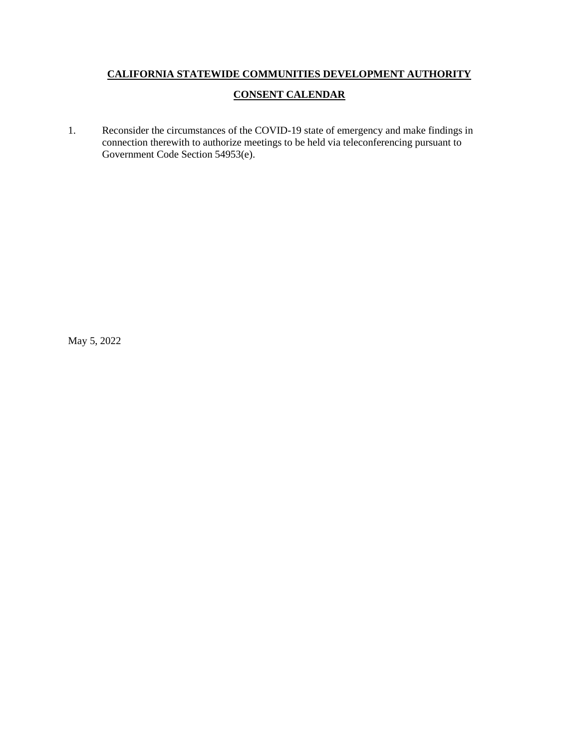**CALIFORNIA STATEWIDE COMMUNITIES DEVELOPMENT AUTHORITY**

**CONSENT CALENDAR**

1. Reconsider the circumstances of the COVID-19 state of emergency and make findings in connection therewith to authorize meetings to be held via teleconferencing pursuant to Government Code Section 54953(e).

May 5, 2022